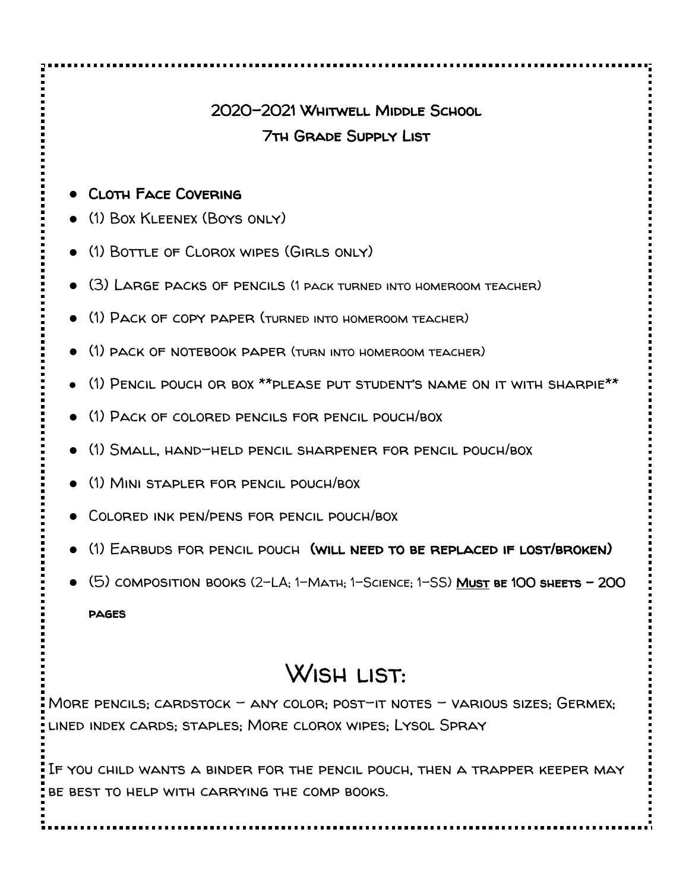## 2020-2021 Whitwell Middle School
## 7th Grade Supply List

- **Cloth Face Covering**
- (1) Box Kleenex (Boys only)
- (1) Bottle of Clorox wipes (Girls only)
- (3) Large packs of pencils (1 pack turned into homeroom teacher)
- (1) Pack of copy paper (turned into homeroom teacher)
- (1) pack of notebook paper (turn into homeroom teacher)
- (1) Pencil pouch or box **please put student's name on it with sharpie**
- (1) Pack of colored pencils for pencil pouch/box
- (1) Small, hand-held pencil sharpener for pencil pouch/box
- (1) Mini stapler for pencil pouch/box
- Colored ink pen/pens for pencil pouch/box
- (1) Earbuds for pencil pouch **(will need to be replaced if lost/broken)**
- (5) composition books (2-LA; 1-Math; 1-Science; 1-SS) **<u>Must</u> be 100 sheets – 200 pages**

# Wish list:

More pencils; cardstock – any color; post-it notes – various sizes; Germex; lined index cards; staples; More clorox wipes; Lysol Spray

If you child wants a binder for the pencil pouch, then a trapper keeper may be best to help with carrying the comp books.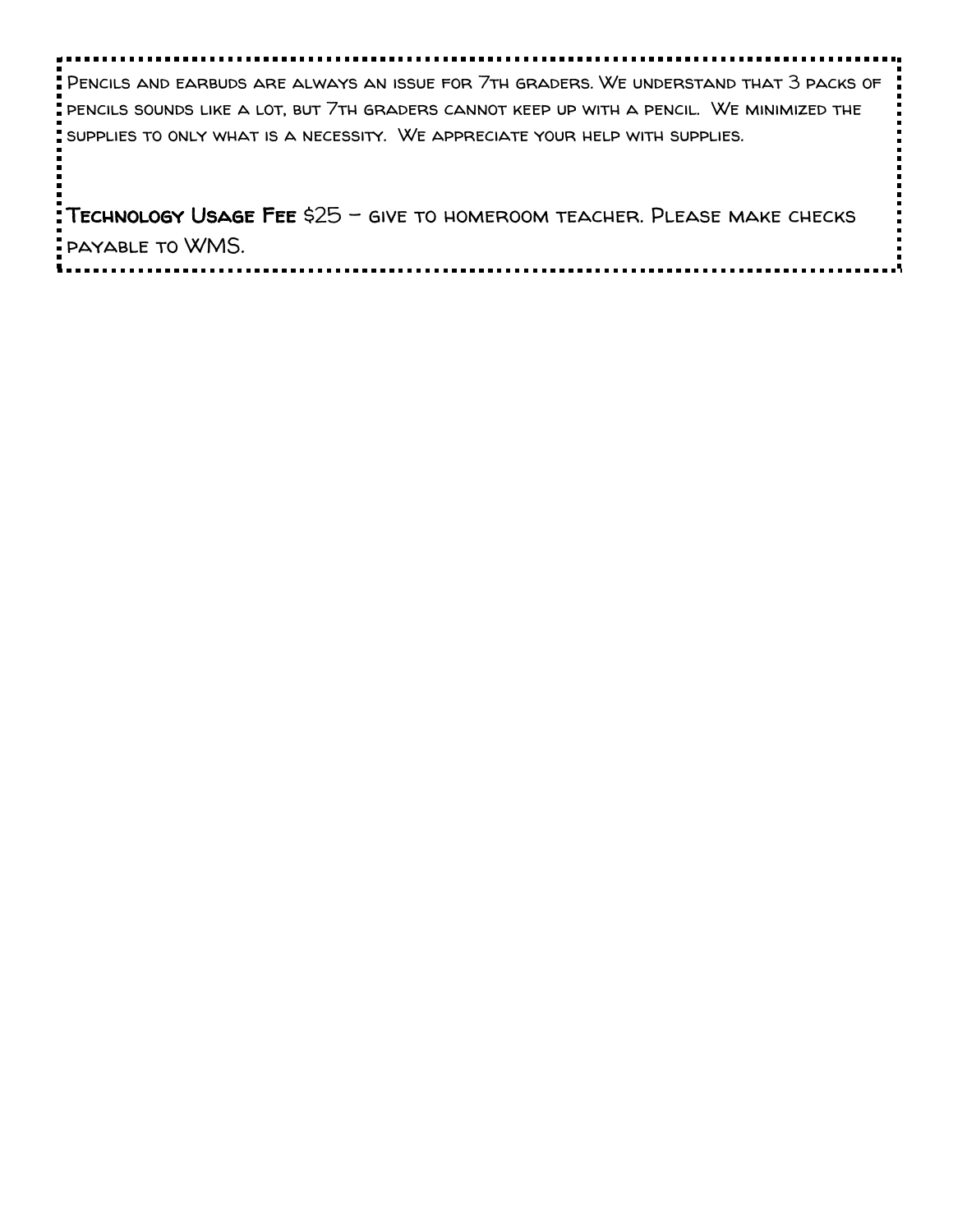Pencils and earbuds are always an issue for 7th graders. We understand that 3 packs of pencils sounds like a lot, but 7th graders cannot keep up with a pencil. We minimized the supplies to only what is a necessity. We appreciate your help with supplies.

**Technology Usage Fee** $25 – give to homeroom teacher. Please make checks payable to WMS.